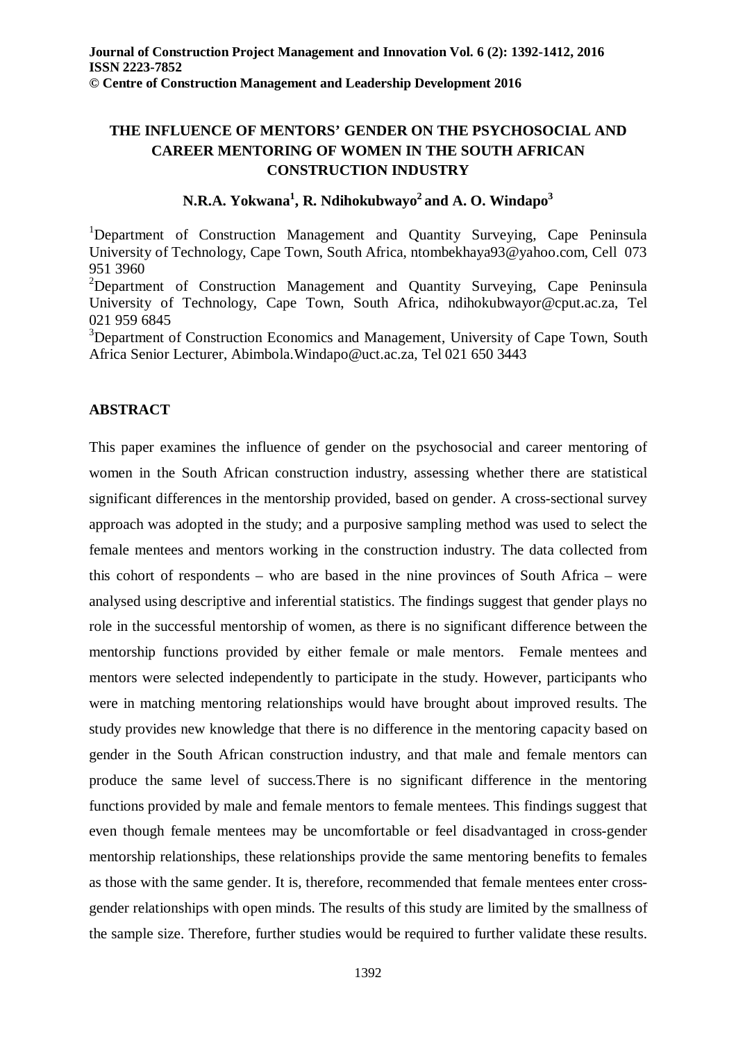# THE INFLUENCE OF MENTORS' GENDER ON THE PSYCHOSOCIAL AND CAREER MENTORING OF WOMEN IN THE SOUTH AFRICAN CONSTRUCTION INDUSTRY

**N.R.A. Yokwana[1], R. Ndihokubwayo[2] and A. O. Windapo[3]**

[1]Department of Construction Management and Quantity Surveying, Cape Peninsula University of Technology, Cape Town, South Africa, ntombekhaya93@yahoo.com, Cell 073 951 3960

[2]Department of Construction Management and Quantity Surveying, Cape Peninsula University of Technology, Cape Town, South Africa, ndihokubwayor@cput.ac.za, Tel 021 959 6845

[3]Department of Construction Economics and Management, University of Cape Town, South Africa Senior Lecturer, Abimbola.Windapo@uct.ac.za, Tel 021 650 3443

## ABSTRACT

This paper examines the influence of gender on the psychosocial and career mentoring of women in the South African construction industry, assessing whether there are statistical significant differences in the mentorship provided, based on gender. A cross-sectional survey approach was adopted in the study; and a purposive sampling method was used to select the female mentees and mentors working in the construction industry. The data collected from this cohort of respondents – who are based in the nine provinces of South Africa – were analysed using descriptive and inferential statistics. The findings suggest that gender plays no role in the successful mentorship of women, as there is no significant difference between the mentorship functions provided by either female or male mentors. Female mentees and mentors were selected independently to participate in the study. However, participants who were in matching mentoring relationships would have brought about improved results. The study provides new knowledge that there is no difference in the mentoring capacity based on gender in the South African construction industry, and that male and female mentors can produce the same level of success.There is no significant difference in the mentoring functions provided by male and female mentors to female mentees. This findings suggest that even though female mentees may be uncomfortable or feel disadvantaged in cross-gender mentorship relationships, these relationships provide the same mentoring benefits to females as those with the same gender. It is, therefore, recommended that female mentees enter cross-gender relationships with open minds. The results of this study are limited by the smallness of the sample size. Therefore, further studies would be required to further validate these results.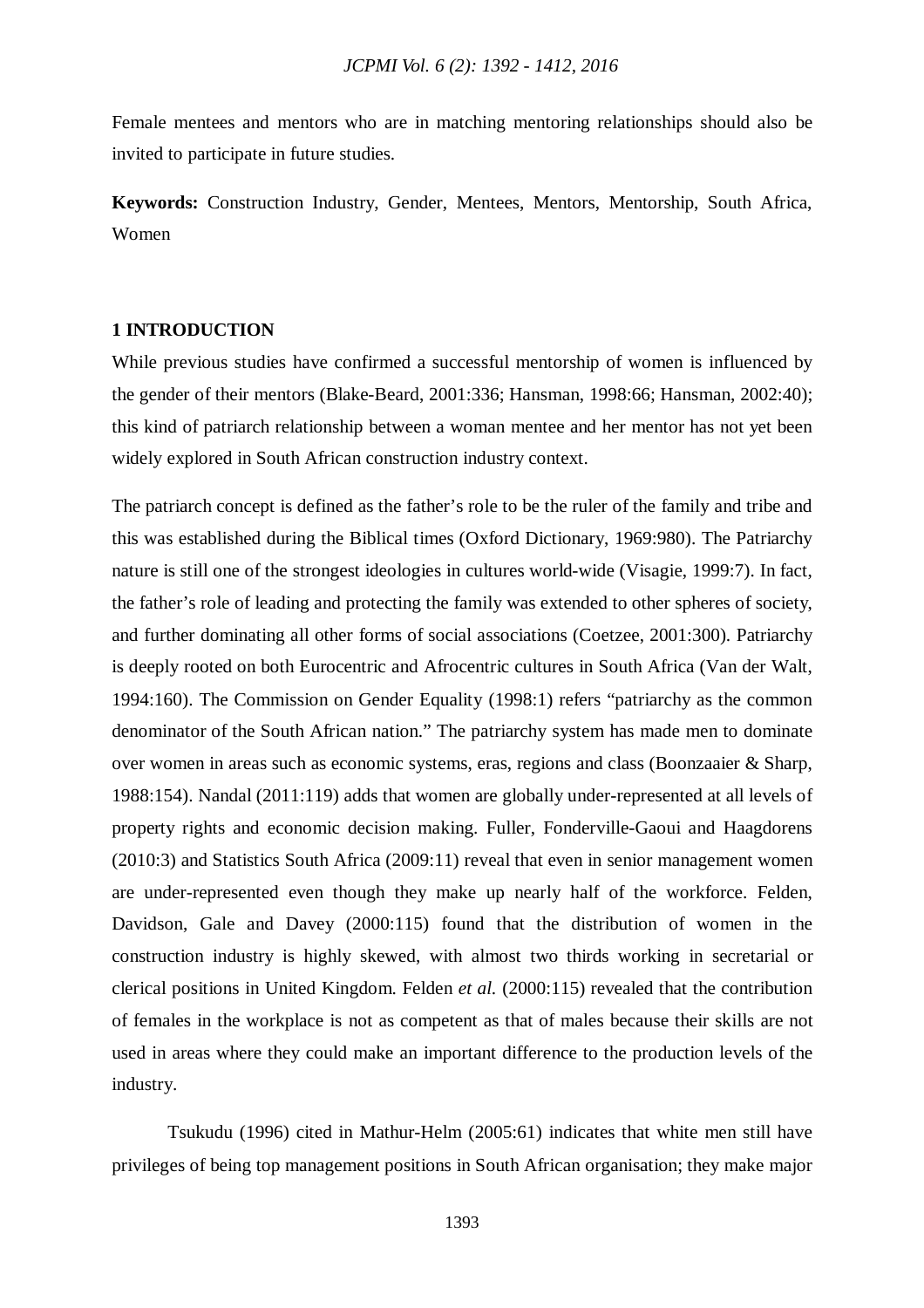Female mentees and mentors who are in matching mentoring relationships should also be invited to participate in future studies.

**Keywords:** Construction Industry, Gender, Mentees, Mentors, Mentorship, South Africa, Women

## 1 INTRODUCTION

While previous studies have confirmed a successful mentorship of women is influenced by the gender of their mentors (Blake-Beard, 2001:336; Hansman, 1998:66; Hansman, 2002:40); this kind of patriarch relationship between a woman mentee and her mentor has not yet been widely explored in South African construction industry context.

The patriarch concept is defined as the father's role to be the ruler of the family and tribe and this was established during the Biblical times (Oxford Dictionary, 1969:980). The Patriarchy nature is still one of the strongest ideologies in cultures world-wide (Visagie, 1999:7). In fact, the father's role of leading and protecting the family was extended to other spheres of society, and further dominating all other forms of social associations (Coetzee, 2001:300). Patriarchy is deeply rooted on both Eurocentric and Afrocentric cultures in South Africa (Van der Walt, 1994:160). The Commission on Gender Equality (1998:1) refers "patriarchy as the common denominator of the South African nation." The patriarchy system has made men to dominate over women in areas such as economic systems, eras, regions and class (Boonzaaier & Sharp, 1988:154). Nandal (2011:119) adds that women are globally under-represented at all levels of property rights and economic decision making. Fuller, Fonderville-Gaoui and Haagdorens (2010:3) and Statistics South Africa (2009:11) reveal that even in senior management women are under-represented even though they make up nearly half of the workforce. Felden, Davidson, Gale and Davey (2000:115) found that the distribution of women in the construction industry is highly skewed, with almost two thirds working in secretarial or clerical positions in United Kingdom. Felden *et al.* (2000:115) revealed that the contribution of females in the workplace is not as competent as that of males because their skills are not used in areas where they could make an important difference to the production levels of the industry.

Tsukudu (1996) cited in Mathur-Helm (2005:61) indicates that white men still have privileges of being top management positions in South African organisation; they make major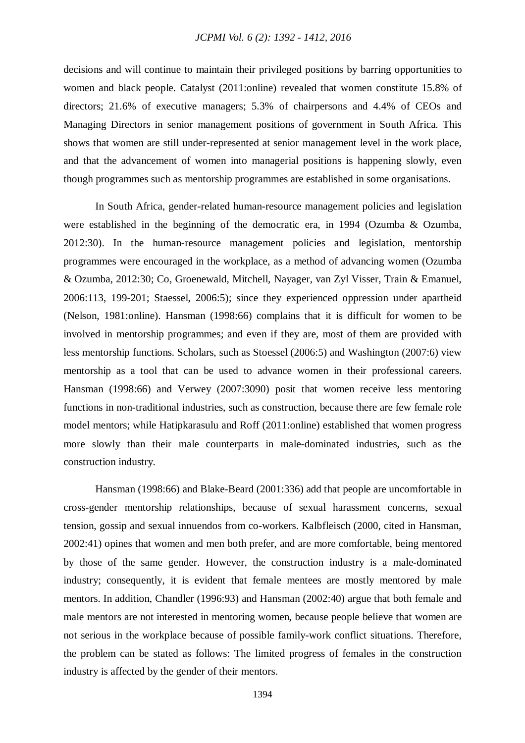decisions and will continue to maintain their privileged positions by barring opportunities to women and black people. Catalyst (2011:online) revealed that women constitute 15.8% of directors; 21.6% of executive managers; 5.3% of chairpersons and 4.4% of CEOs and Managing Directors in senior management positions of government in South Africa. This shows that women are still under-represented at senior management level in the work place, and that the advancement of women into managerial positions is happening slowly, even though programmes such as mentorship programmes are established in some organisations.

In South Africa, gender-related human-resource management policies and legislation were established in the beginning of the democratic era, in 1994 (Ozumba & Ozumba, 2012:30). In the human-resource management policies and legislation, mentorship programmes were encouraged in the workplace, as a method of advancing women (Ozumba & Ozumba, 2012:30; Co, Groenewald, Mitchell, Nayager, van Zyl Visser, Train & Emanuel, 2006:113, 199-201; Staessel, 2006:5); since they experienced oppression under apartheid (Nelson, 1981:online). Hansman (1998:66) complains that it is difficult for women to be involved in mentorship programmes; and even if they are, most of them are provided with less mentorship functions. Scholars, such as Stoessel (2006:5) and Washington (2007:6) view mentorship as a tool that can be used to advance women in their professional careers. Hansman (1998:66) and Verwey (2007:3090) posit that women receive less mentoring functions in non-traditional industries, such as construction, because there are few female role model mentors; while Hatipkarasulu and Roff (2011:online) established that women progress more slowly than their male counterparts in male-dominated industries, such as the construction industry.

Hansman (1998:66) and Blake-Beard (2001:336) add that people are uncomfortable in cross-gender mentorship relationships, because of sexual harassment concerns, sexual tension, gossip and sexual innuendos from co-workers. Kalbfleisch (2000, cited in Hansman, 2002:41) opines that women and men both prefer, and are more comfortable, being mentored by those of the same gender. However, the construction industry is a male-dominated industry; consequently, it is evident that female mentees are mostly mentored by male mentors. In addition, Chandler (1996:93) and Hansman (2002:40) argue that both female and male mentors are not interested in mentoring women, because people believe that women are not serious in the workplace because of possible family-work conflict situations. Therefore, the problem can be stated as follows: The limited progress of females in the construction industry is affected by the gender of their mentors.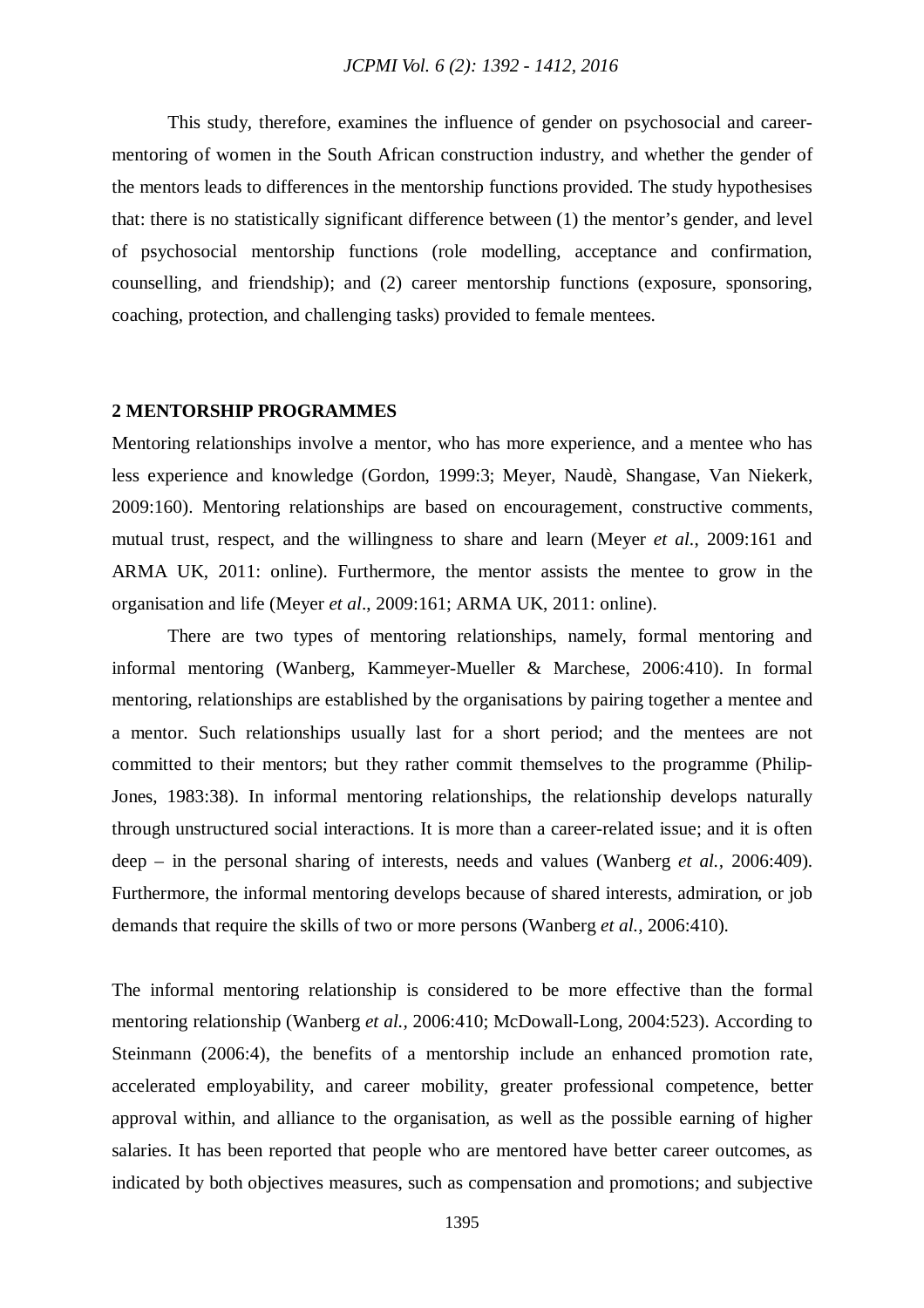This study, therefore, examines the influence of gender on psychosocial and career-mentoring of women in the South African construction industry, and whether the gender of the mentors leads to differences in the mentorship functions provided. The study hypothesises that: there is no statistically significant difference between (1) the mentor's gender, and level of psychosocial mentorship functions (role modelling, acceptance and confirmation, counselling, and friendship); and (2) career mentorship functions (exposure, sponsoring, coaching, protection, and challenging tasks) provided to female mentees.

## 2 MENTORSHIP PROGRAMMES

Mentoring relationships involve a mentor, who has more experience, and a mentee who has less experience and knowledge (Gordon, 1999:3; Meyer, Naudè, Shangase, Van Niekerk, 2009:160). Mentoring relationships are based on encouragement, constructive comments, mutual trust, respect, and the willingness to share and learn (Meyer *et al*., 2009:161 and ARMA UK, 2011: online). Furthermore, the mentor assists the mentee to grow in the organisation and life (Meyer *et al*., 2009:161; ARMA UK, 2011: online).

There are two types of mentoring relationships, namely, formal mentoring and informal mentoring (Wanberg, Kammeyer-Mueller & Marchese, 2006:410). In formal mentoring, relationships are established by the organisations by pairing together a mentee and a mentor. Such relationships usually last for a short period; and the mentees are not committed to their mentors; but they rather commit themselves to the programme (Philip-Jones, 1983:38). In informal mentoring relationships, the relationship develops naturally through unstructured social interactions. It is more than a career-related issue; and it is often deep – in the personal sharing of interests, needs and values (Wanberg *et al.*, 2006:409). Furthermore, the informal mentoring develops because of shared interests, admiration, or job demands that require the skills of two or more persons (Wanberg *et al.*, 2006:410).

The informal mentoring relationship is considered to be more effective than the formal mentoring relationship (Wanberg *et al.*, 2006:410; McDowall-Long, 2004:523). According to Steinmann (2006:4), the benefits of a mentorship include an enhanced promotion rate, accelerated employability, and career mobility, greater professional competence, better approval within, and alliance to the organisation, as well as the possible earning of higher salaries. It has been reported that people who are mentored have better career outcomes, as indicated by both objectives measures, such as compensation and promotions; and subjective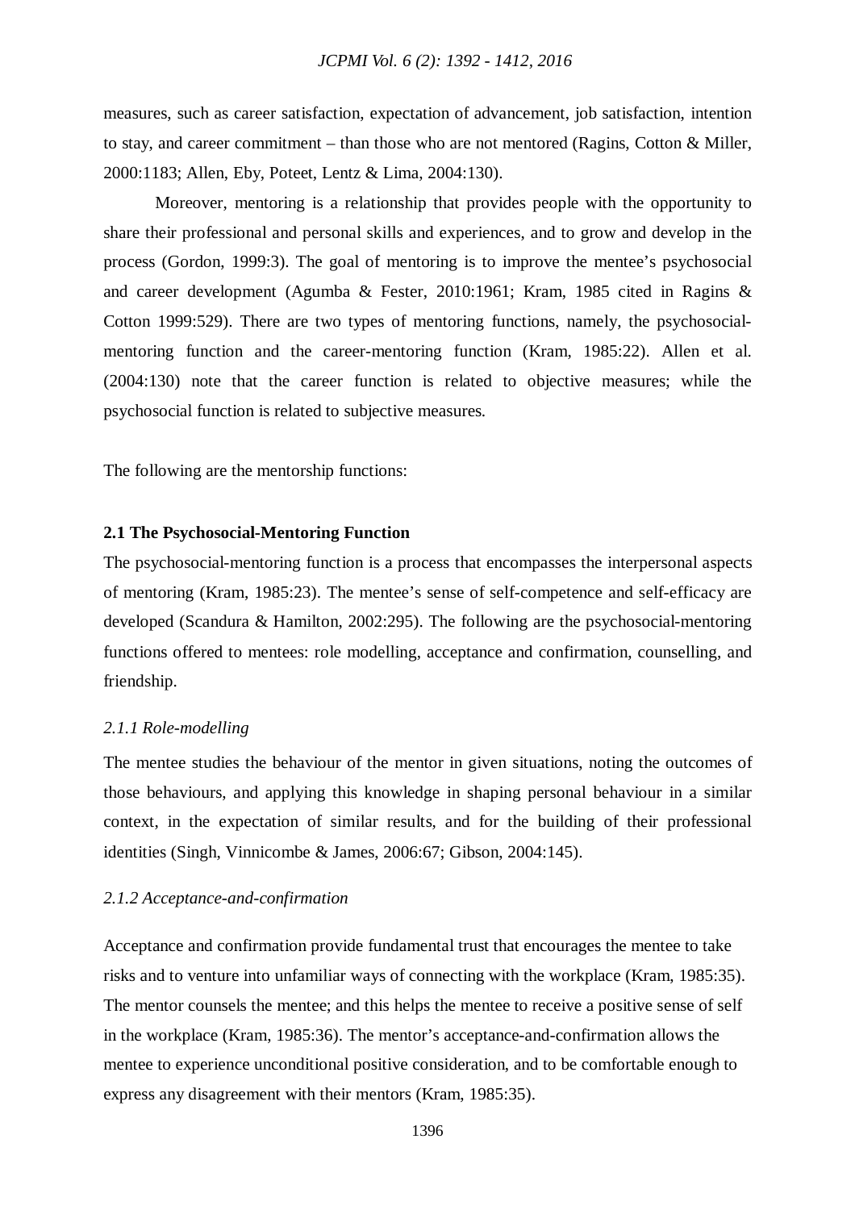measures, such as career satisfaction, expectation of advancement, job satisfaction, intention to stay, and career commitment – than those who are not mentored (Ragins, Cotton & Miller, 2000:1183; Allen, Eby, Poteet, Lentz & Lima, 2004:130).

Moreover, mentoring is a relationship that provides people with the opportunity to share their professional and personal skills and experiences, and to grow and develop in the process (Gordon, 1999:3). The goal of mentoring is to improve the mentee's psychosocial and career development (Agumba & Fester, 2010:1961; Kram, 1985 cited in Ragins & Cotton 1999:529). There are two types of mentoring functions, namely, the psychosocial-mentoring function and the career-mentoring function (Kram, 1985:22). Allen et al. (2004:130) note that the career function is related to objective measures; while the psychosocial function is related to subjective measures.

The following are the mentorship functions:

### 2.1 The Psychosocial-Mentoring Function

The psychosocial-mentoring function is a process that encompasses the interpersonal aspects of mentoring (Kram, 1985:23). The mentee's sense of self-competence and self-efficacy are developed (Scandura & Hamilton, 2002:295). The following are the psychosocial-mentoring functions offered to mentees: role modelling, acceptance and confirmation, counselling, and friendship.

#### *2.1.1 Role-modelling*

The mentee studies the behaviour of the mentor in given situations, noting the outcomes of those behaviours, and applying this knowledge in shaping personal behaviour in a similar context, in the expectation of similar results, and for the building of their professional identities (Singh, Vinnicombe & James, 2006:67; Gibson, 2004:145).

#### *2.1.2 Acceptance-and-confirmation*

Acceptance and confirmation provide fundamental trust that encourages the mentee to take risks and to venture into unfamiliar ways of connecting with the workplace (Kram, 1985:35). The mentor counsels the mentee; and this helps the mentee to receive a positive sense of self in the workplace (Kram, 1985:36). The mentor's acceptance-and-confirmation allows the mentee to experience unconditional positive consideration, and to be comfortable enough to express any disagreement with their mentors (Kram, 1985:35).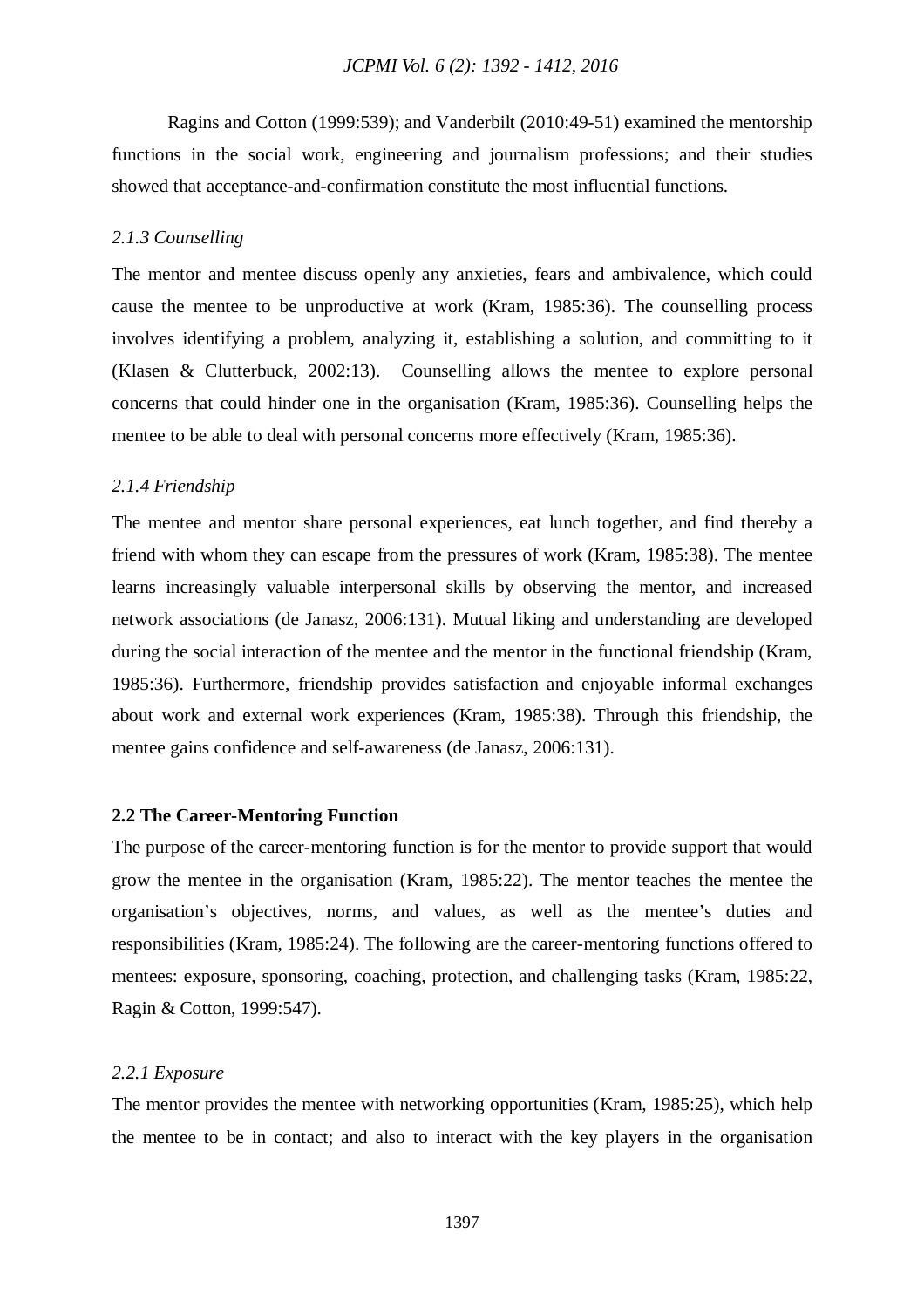Ragins and Cotton (1999:539); and Vanderbilt (2010:49-51) examined the mentorship functions in the social work, engineering and journalism professions; and their studies showed that acceptance-and-confirmation constitute the most influential functions.

### *2.1.3 Counselling*

The mentor and mentee discuss openly any anxieties, fears and ambivalence, which could cause the mentee to be unproductive at work (Kram, 1985:36). The counselling process involves identifying a problem, analyzing it, establishing a solution, and committing to it (Klasen & Clutterbuck, 2002:13). Counselling allows the mentee to explore personal concerns that could hinder one in the organisation (Kram, 1985:36). Counselling helps the mentee to be able to deal with personal concerns more effectively (Kram, 1985:36).

### *2.1.4 Friendship*

The mentee and mentor share personal experiences, eat lunch together, and find thereby a friend with whom they can escape from the pressures of work (Kram, 1985:38). The mentee learns increasingly valuable interpersonal skills by observing the mentor, and increased network associations (de Janasz, 2006:131). Mutual liking and understanding are developed during the social interaction of the mentee and the mentor in the functional friendship (Kram, 1985:36). Furthermore, friendship provides satisfaction and enjoyable informal exchanges about work and external work experiences (Kram, 1985:38). Through this friendship, the mentee gains confidence and self-awareness (de Janasz, 2006:131).

## 2.2 The Career-Mentoring Function

The purpose of the career-mentoring function is for the mentor to provide support that would grow the mentee in the organisation (Kram, 1985:22). The mentor teaches the mentee the organisation's objectives, norms, and values, as well as the mentee's duties and responsibilities (Kram, 1985:24). The following are the career-mentoring functions offered to mentees: exposure, sponsoring, coaching, protection, and challenging tasks (Kram, 1985:22, Ragin & Cotton, 1999:547).

### *2.2.1 Exposure*

The mentor provides the mentee with networking opportunities (Kram, 1985:25), which help the mentee to be in contact; and also to interact with the key players in the organisation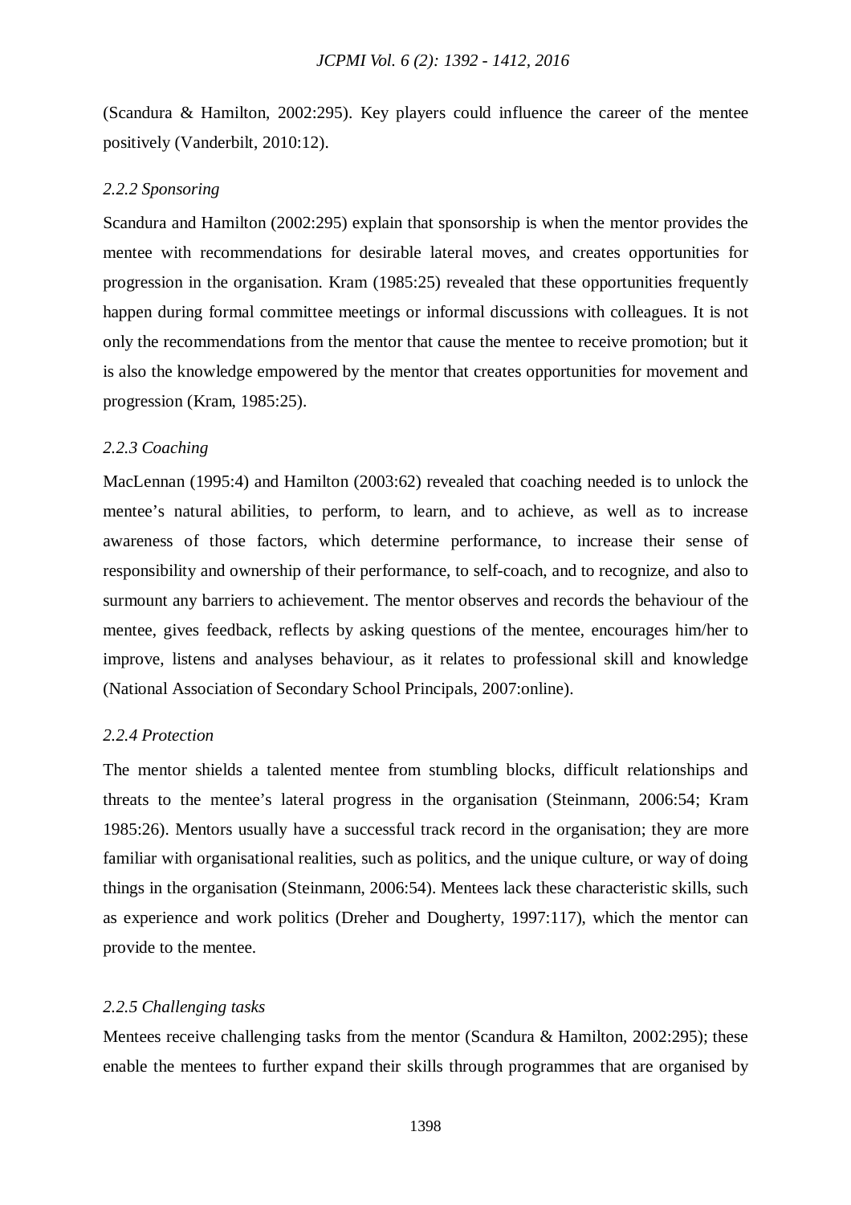(Scandura & Hamilton, 2002:295). Key players could influence the career of the mentee positively (Vanderbilt, 2010:12).

### *2.2.2 Sponsoring*

Scandura and Hamilton (2002:295) explain that sponsorship is when the mentor provides the mentee with recommendations for desirable lateral moves, and creates opportunities for progression in the organisation. Kram (1985:25) revealed that these opportunities frequently happen during formal committee meetings or informal discussions with colleagues. It is not only the recommendations from the mentor that cause the mentee to receive promotion; but it is also the knowledge empowered by the mentor that creates opportunities for movement and progression (Kram, 1985:25).

### *2.2.3 Coaching*

MacLennan (1995:4) and Hamilton (2003:62) revealed that coaching needed is to unlock the mentee's natural abilities, to perform, to learn, and to achieve, as well as to increase awareness of those factors, which determine performance, to increase their sense of responsibility and ownership of their performance, to self-coach, and to recognize, and also to surmount any barriers to achievement. The mentor observes and records the behaviour of the mentee, gives feedback, reflects by asking questions of the mentee, encourages him/her to improve, listens and analyses behaviour, as it relates to professional skill and knowledge (National Association of Secondary School Principals, 2007:online).

### *2.2.4 Protection*

The mentor shields a talented mentee from stumbling blocks, difficult relationships and threats to the mentee's lateral progress in the organisation (Steinmann, 2006:54; Kram 1985:26). Mentors usually have a successful track record in the organisation; they are more familiar with organisational realities, such as politics, and the unique culture, or way of doing things in the organisation (Steinmann, 2006:54). Mentees lack these characteristic skills, such as experience and work politics (Dreher and Dougherty, 1997:117), which the mentor can provide to the mentee.

### *2.2.5 Challenging tasks*

Mentees receive challenging tasks from the mentor (Scandura & Hamilton, 2002:295); these enable the mentees to further expand their skills through programmes that are organised by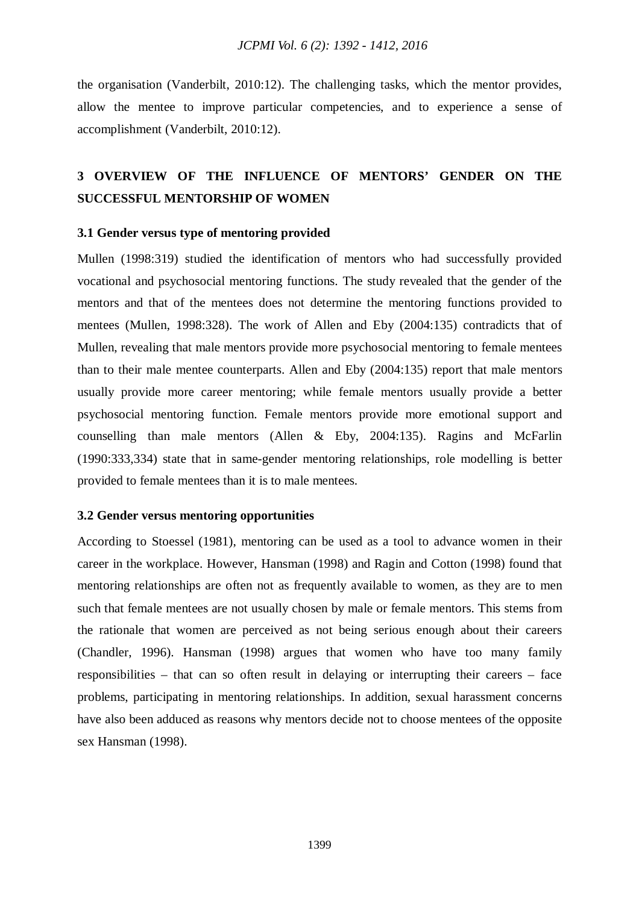the organisation (Vanderbilt, 2010:12). The challenging tasks, which the mentor provides, allow the mentee to improve particular competencies, and to experience a sense of accomplishment (Vanderbilt, 2010:12).

## 3 OVERVIEW OF THE INFLUENCE OF MENTORS' GENDER ON THE SUCCESSFUL MENTORSHIP OF WOMEN

### 3.1 Gender versus type of mentoring provided

Mullen (1998:319) studied the identification of mentors who had successfully provided vocational and psychosocial mentoring functions. The study revealed that the gender of the mentors and that of the mentees does not determine the mentoring functions provided to mentees (Mullen, 1998:328). The work of Allen and Eby (2004:135) contradicts that of Mullen, revealing that male mentors provide more psychosocial mentoring to female mentees than to their male mentee counterparts. Allen and Eby (2004:135) report that male mentors usually provide more career mentoring; while female mentors usually provide a better psychosocial mentoring function. Female mentors provide more emotional support and counselling than male mentors (Allen & Eby, 2004:135). Ragins and McFarlin (1990:333,334) state that in same-gender mentoring relationships, role modelling is better provided to female mentees than it is to male mentees.

### 3.2 Gender versus mentoring opportunities

According to Stoessel (1981), mentoring can be used as a tool to advance women in their career in the workplace. However, Hansman (1998) and Ragin and Cotton (1998) found that mentoring relationships are often not as frequently available to women, as they are to men such that female mentees are not usually chosen by male or female mentors. This stems from the rationale that women are perceived as not being serious enough about their careers (Chandler, 1996). Hansman (1998) argues that women who have too many family responsibilities – that can so often result in delaying or interrupting their careers – face problems, participating in mentoring relationships. In addition, sexual harassment concerns have also been adduced as reasons why mentors decide not to choose mentees of the opposite sex Hansman (1998).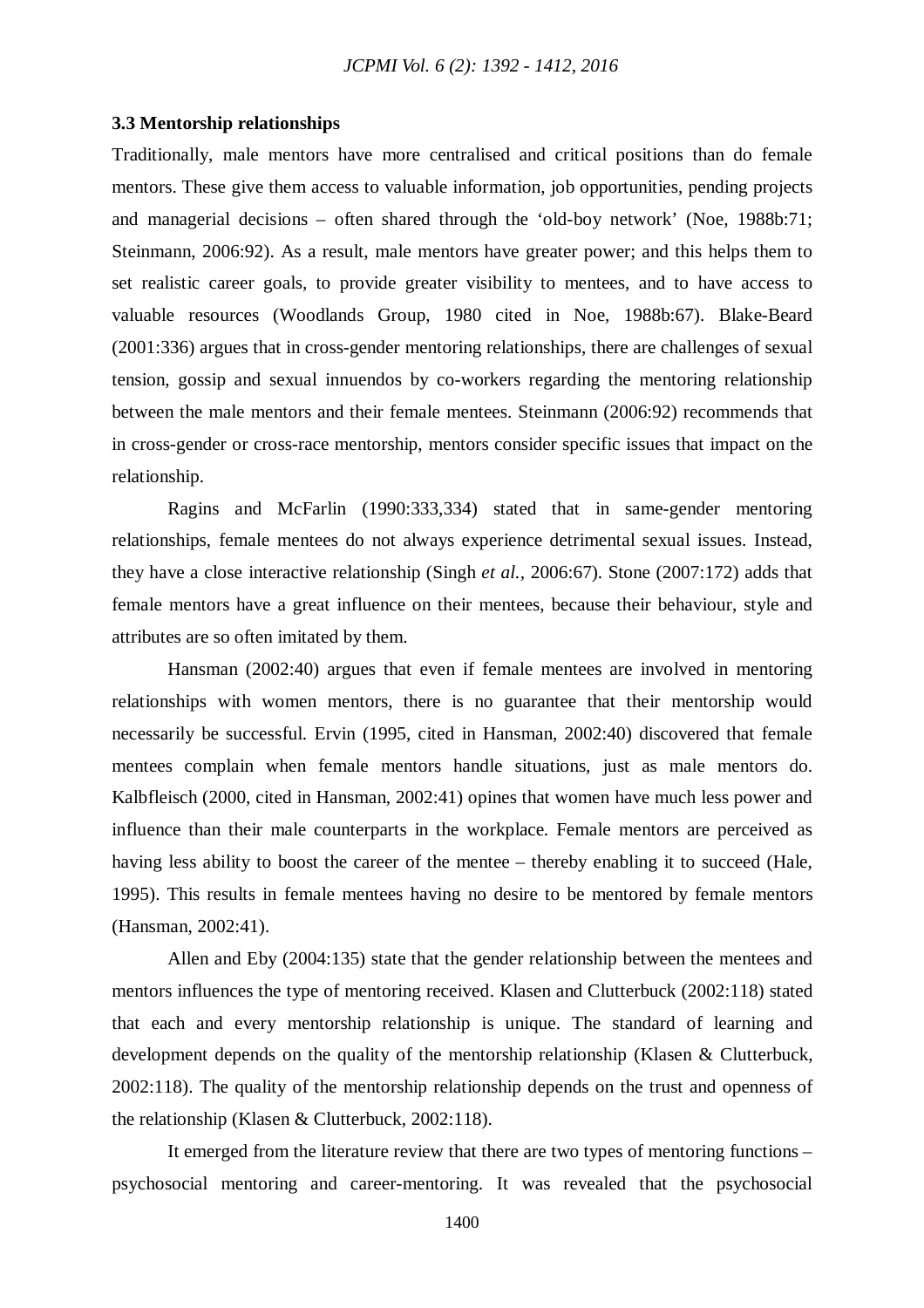### 3.3 Mentorship relationships

Traditionally, male mentors have more centralised and critical positions than do female mentors. These give them access to valuable information, job opportunities, pending projects and managerial decisions – often shared through the 'old-boy network' (Noe, 1988b:71; Steinmann, 2006:92). As a result, male mentors have greater power; and this helps them to set realistic career goals, to provide greater visibility to mentees, and to have access to valuable resources (Woodlands Group, 1980 cited in Noe, 1988b:67). Blake-Beard (2001:336) argues that in cross-gender mentoring relationships, there are challenges of sexual tension, gossip and sexual innuendos by co-workers regarding the mentoring relationship between the male mentors and their female mentees. Steinmann (2006:92) recommends that in cross-gender or cross-race mentorship, mentors consider specific issues that impact on the relationship.

Ragins and McFarlin (1990:333,334) stated that in same-gender mentoring relationships, female mentees do not always experience detrimental sexual issues. Instead, they have a close interactive relationship (Singh *et al.*, 2006:67). Stone (2007:172) adds that female mentors have a great influence on their mentees, because their behaviour, style and attributes are so often imitated by them.

Hansman (2002:40) argues that even if female mentees are involved in mentoring relationships with women mentors, there is no guarantee that their mentorship would necessarily be successful. Ervin (1995, cited in Hansman, 2002:40) discovered that female mentees complain when female mentors handle situations, just as male mentors do. Kalbfleisch (2000, cited in Hansman, 2002:41) opines that women have much less power and influence than their male counterparts in the workplace. Female mentors are perceived as having less ability to boost the career of the mentee – thereby enabling it to succeed (Hale, 1995). This results in female mentees having no desire to be mentored by female mentors (Hansman, 2002:41).

Allen and Eby (2004:135) state that the gender relationship between the mentees and mentors influences the type of mentoring received. Klasen and Clutterbuck (2002:118) stated that each and every mentorship relationship is unique. The standard of learning and development depends on the quality of the mentorship relationship (Klasen & Clutterbuck, 2002:118). The quality of the mentorship relationship depends on the trust and openness of the relationship (Klasen & Clutterbuck, 2002:118).

It emerged from the literature review that there are two types of mentoring functions – psychosocial mentoring and career-mentoring. It was revealed that the psychosocial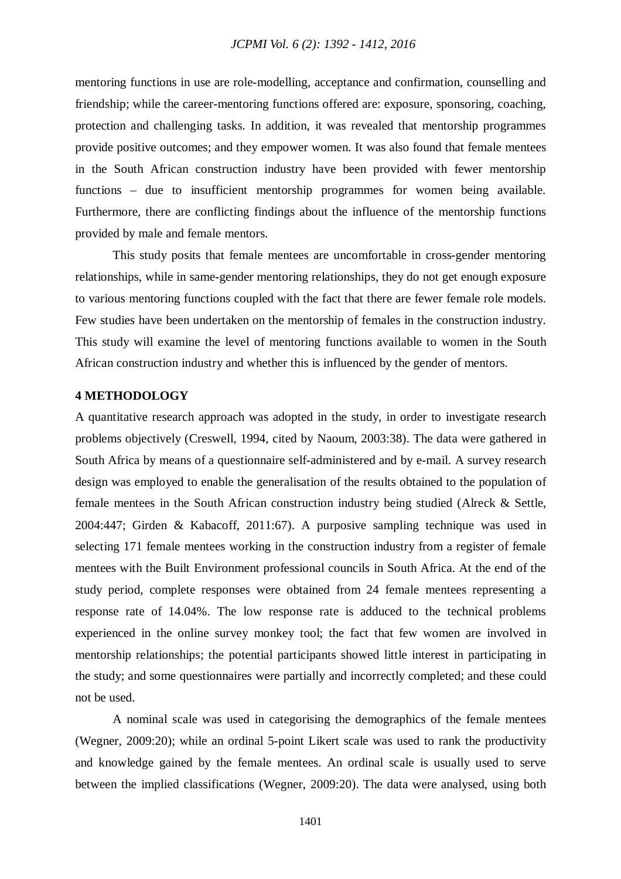mentoring functions in use are role-modelling, acceptance and confirmation, counselling and friendship; while the career-mentoring functions offered are: exposure, sponsoring, coaching, protection and challenging tasks. In addition, it was revealed that mentorship programmes provide positive outcomes; and they empower women. It was also found that female mentees in the South African construction industry have been provided with fewer mentorship functions – due to insufficient mentorship programmes for women being available. Furthermore, there are conflicting findings about the influence of the mentorship functions provided by male and female mentors.

This study posits that female mentees are uncomfortable in cross-gender mentoring relationships, while in same-gender mentoring relationships, they do not get enough exposure to various mentoring functions coupled with the fact that there are fewer female role models. Few studies have been undertaken on the mentorship of females in the construction industry. This study will examine the level of mentoring functions available to women in the South African construction industry and whether this is influenced by the gender of mentors.

## 4 METHODOLOGY

A quantitative research approach was adopted in the study, in order to investigate research problems objectively (Creswell, 1994, cited by Naoum, 2003:38). The data were gathered in South Africa by means of a questionnaire self-administered and by e-mail. A survey research design was employed to enable the generalisation of the results obtained to the population of female mentees in the South African construction industry being studied (Alreck & Settle, 2004:447; Girden & Kabacoff, 2011:67). A purposive sampling technique was used in selecting 171 female mentees working in the construction industry from a register of female mentees with the Built Environment professional councils in South Africa. At the end of the study period, complete responses were obtained from 24 female mentees representing a response rate of 14.04%. The low response rate is adduced to the technical problems experienced in the online survey monkey tool; the fact that few women are involved in mentorship relationships; the potential participants showed little interest in participating in the study; and some questionnaires were partially and incorrectly completed; and these could not be used.

A nominal scale was used in categorising the demographics of the female mentees (Wegner, 2009:20); while an ordinal 5-point Likert scale was used to rank the productivity and knowledge gained by the female mentees. An ordinal scale is usually used to serve between the implied classifications (Wegner, 2009:20). The data were analysed, using both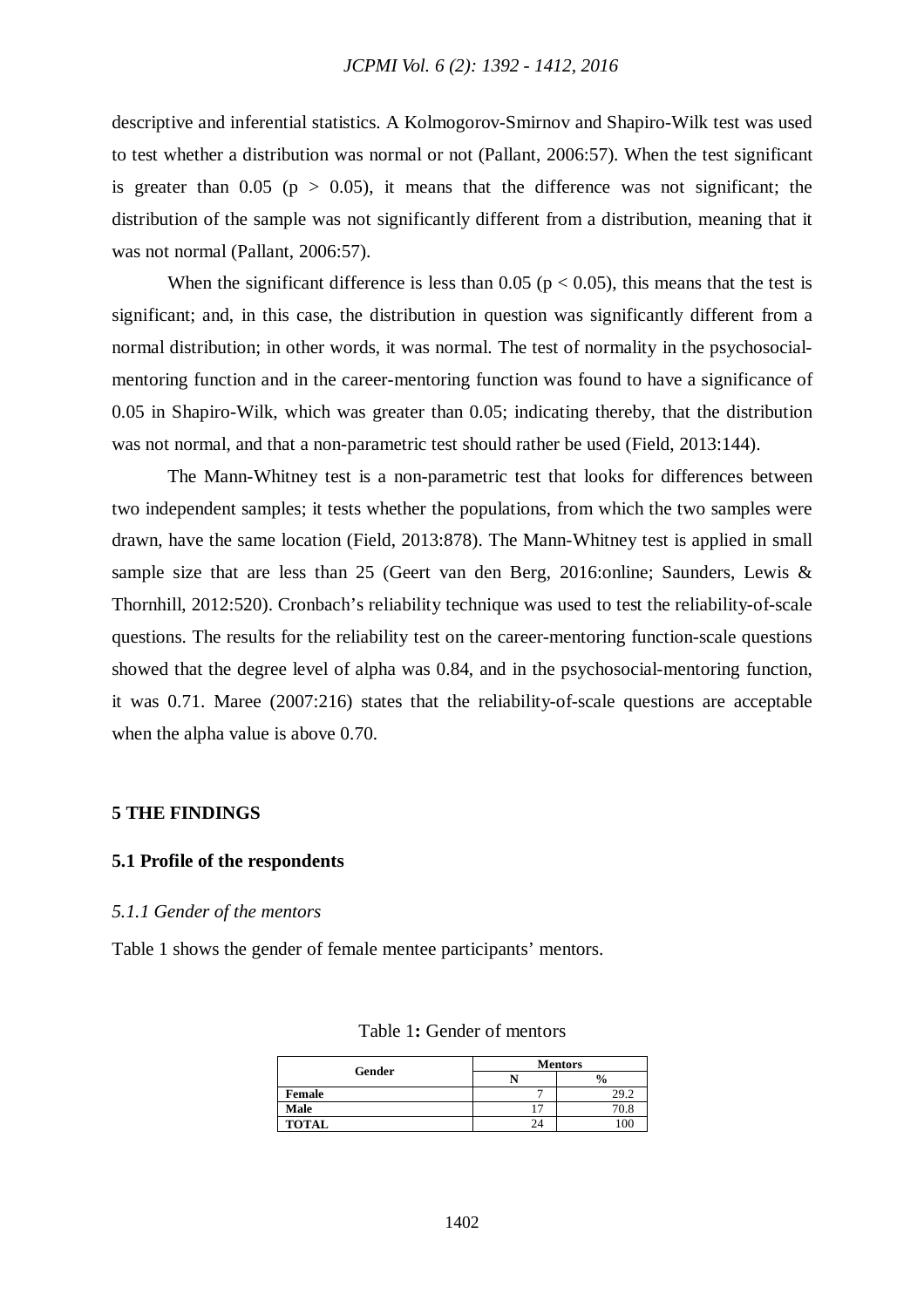descriptive and inferential statistics. A Kolmogorov-Smirnov and Shapiro-Wilk test was used to test whether a distribution was normal or not (Pallant, 2006:57). When the test significant is greater than 0.05 ($p > 0.05$), it means that the difference was not significant; the distribution of the sample was not significantly different from a distribution, meaning that it was not normal (Pallant, 2006:57).

When the significant difference is less than 0.05 ($p < 0.05$), this means that the test is significant; and, in this case, the distribution in question was significantly different from a normal distribution; in other words, it was normal. The test of normality in the psychosocial-mentoring function and in the career-mentoring function was found to have a significance of 0.05 in Shapiro-Wilk, which was greater than 0.05; indicating thereby, that the distribution was not normal, and that a non-parametric test should rather be used (Field, 2013:144).

The Mann-Whitney test is a non-parametric test that looks for differences between two independent samples; it tests whether the populations, from which the two samples were drawn, have the same location (Field, 2013:878). The Mann-Whitney test is applied in small sample size that are less than 25 (Geert van den Berg, 2016:online; Saunders, Lewis & Thornhill, 2012:520). Cronbach's reliability technique was used to test the reliability-of-scale questions. The results for the reliability test on the career-mentoring function-scale questions showed that the degree level of alpha was 0.84, and in the psychosocial-mentoring function, it was 0.71. Maree (2007:216) states that the reliability-of-scale questions are acceptable when the alpha value is above 0.70.

## 5 THE FINDINGS

### 5.1 Profile of the respondents

#### *5.1.1 Gender of the mentors*

Table 1 shows the gender of female mentee participants' mentors.

Table 1**:** Gender of mentors

| Gender | Mentors | |
|---|---|---|
| | N | % |
| **Female** | 7 | 29.2 |
| **Male** | 17 | 70.8 |
| **TOTAL** | 24 | 100 |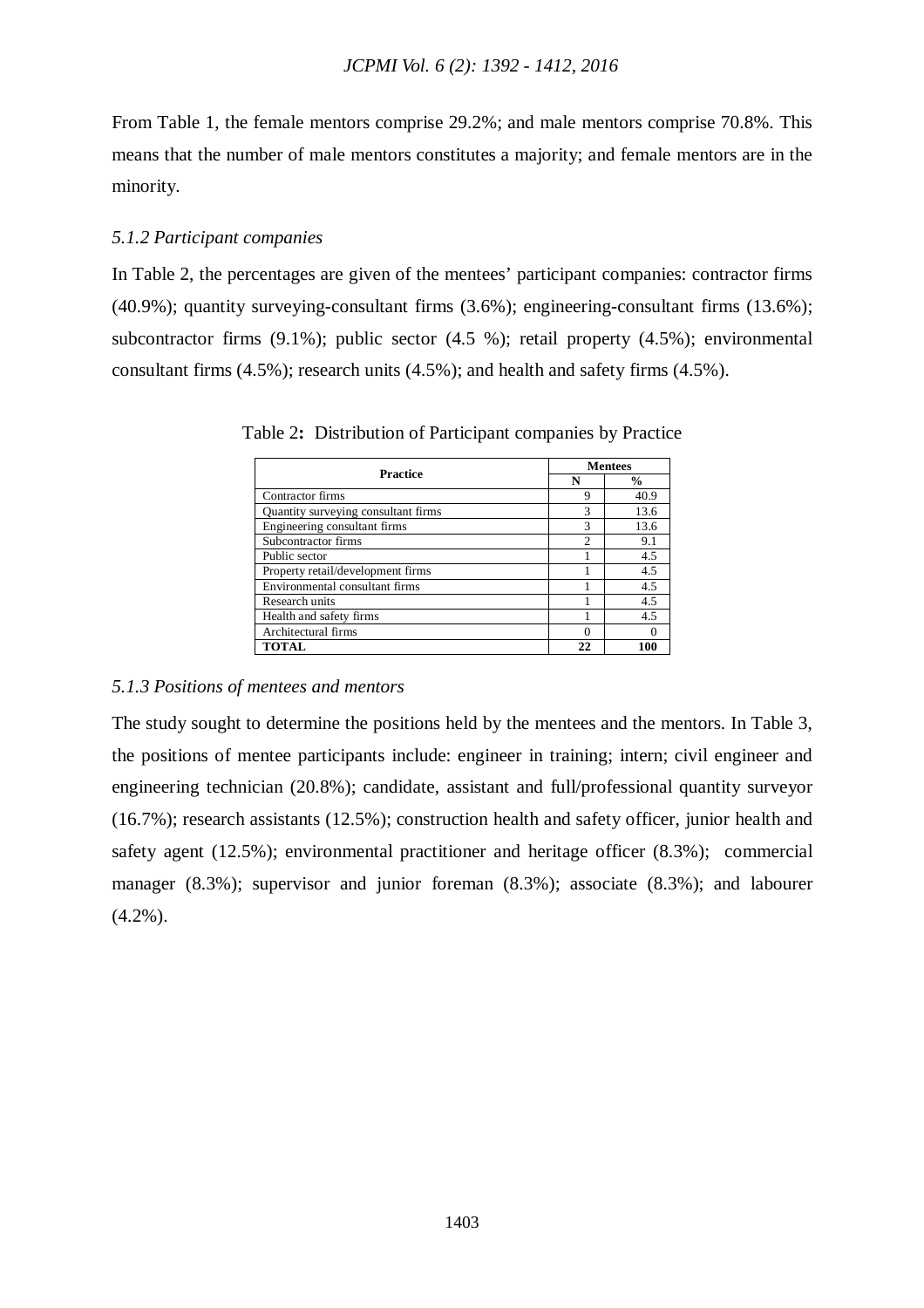From Table 1, the female mentors comprise 29.2%; and male mentors comprise 70.8%. This means that the number of male mentors constitutes a majority; and female mentors are in the minority.

### *5.1.2 Participant companies*

In Table 2, the percentages are given of the mentees' participant companies: contractor firms (40.9%); quantity surveying-consultant firms (3.6%); engineering-consultant firms (13.6%); subcontractor firms (9.1%); public sector (4.5 %); retail property (4.5%); environmental consultant firms (4.5%); research units (4.5%); and health and safety firms (4.5%).

Table 2**:** Distribution of Participant companies by Practice

| Practice | Mentees | |
|---|---|---|
| | **N** | **%** |
| Contractor firms | 9 | 40.9 |
| Quantity surveying consultant firms | 3 | 13.6 |
| Engineering consultant firms | 3 | 13.6 |
| Subcontractor firms | 2 | 9.1 |
| Public sector | 1 | 4.5 |
| Property retail/development firms | 1 | 4.5 |
| Environmental consultant firms | 1 | 4.5 |
| Research units | 1 | 4.5 |
| Health and safety firms | 1 | 4.5 |
| Architectural firms | 0 | 0 |
| **TOTAL** | **22** | **100** |

### *5.1.3 Positions of mentees and mentors*

The study sought to determine the positions held by the mentees and the mentors. In Table 3, the positions of mentee participants include: engineer in training; intern; civil engineer and engineering technician (20.8%); candidate, assistant and full/professional quantity surveyor (16.7%); research assistants (12.5%); construction health and safety officer, junior health and safety agent (12.5%); environmental practitioner and heritage officer (8.3%); commercial manager (8.3%); supervisor and junior foreman (8.3%); associate (8.3%); and labourer (4.2%).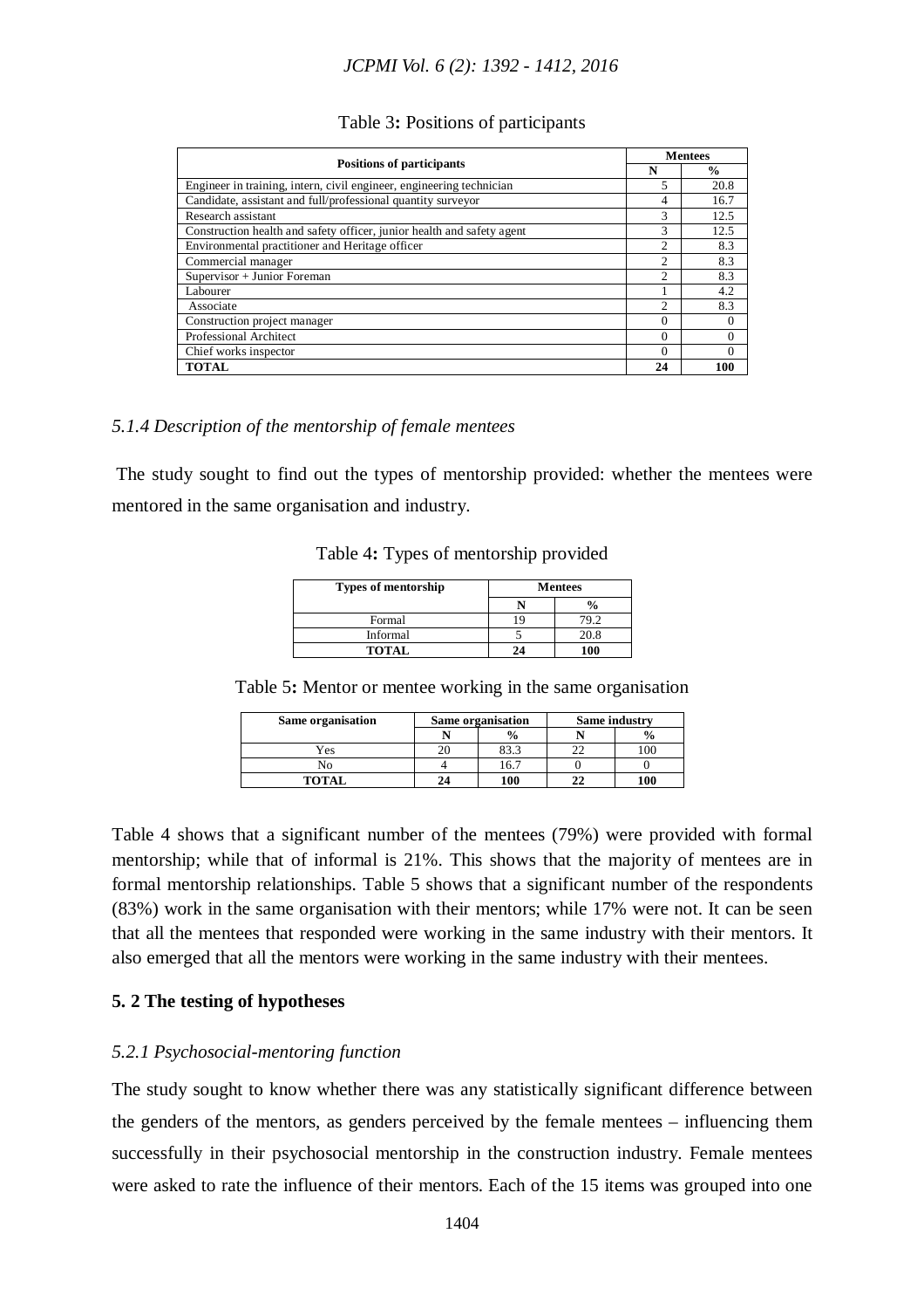Table 3**:** Positions of participants

| Positions of participants | Mentees | |
|---|---|---|
| | N | % |
| Engineer in training, intern, civil engineer, engineering technician | 5 | 20.8 |
| Candidate, assistant and full/professional quantity surveyor | 4 | 16.7 |
| Research assistant | 3 | 12.5 |
| Construction health and safety officer, junior health and safety agent | 3 | 12.5 |
| Environmental practitioner and Heritage officer | 2 | 8.3 |
| Commercial manager | 2 | 8.3 |
| Supervisor + Junior Foreman | 2 | 8.3 |
| Labourer | 1 | 4.2 |
| Associate | 2 | 8.3 |
| Construction project manager | 0 | 0 |
| Professional Architect | 0 | 0 |
| Chief works inspector | 0 | 0 |
| **TOTAL** | **24** | **100** |

### *5.1.4 Description of the mentorship of female mentees*

The study sought to find out the types of mentorship provided: whether the mentees were mentored in the same organisation and industry.

Table 4**:** Types of mentorship provided

| Types of mentorship | Mentees | |
|---|---|---|
| | N | % |
| Formal | 19 | 79.2 |
| Informal | 5 | 20.8 |
| **TOTAL** | **24** | **100** |

Table 5**:** Mentor or mentee working in the same organisation

| Same organisation | Same organisation | | Same industry | |
|---|---|---|---|---|
| | N | % | N | % |
| Yes | 20 | 83.3 | 22 | 100 |
| No | 4 | 16.7 | 0 | 0 |
| **TOTAL** | **24** | **100** | **22** | **100** |

Table 4 shows that a significant number of the mentees (79%) were provided with formal mentorship; while that of informal is 21%. This shows that the majority of mentees are in formal mentorship relationships. Table 5 shows that a significant number of the respondents (83%) work in the same organisation with their mentors; while 17% were not. It can be seen that all the mentees that responded were working in the same industry with their mentors. It also emerged that all the mentors were working in the same industry with their mentees.

## 5. 2 The testing of hypotheses

### *5.2.1 Psychosocial-mentoring function*

The study sought to know whether there was any statistically significant difference between the genders of the mentors, as genders perceived by the female mentees – influencing them successfully in their psychosocial mentorship in the construction industry. Female mentees were asked to rate the influence of their mentors. Each of the 15 items was grouped into one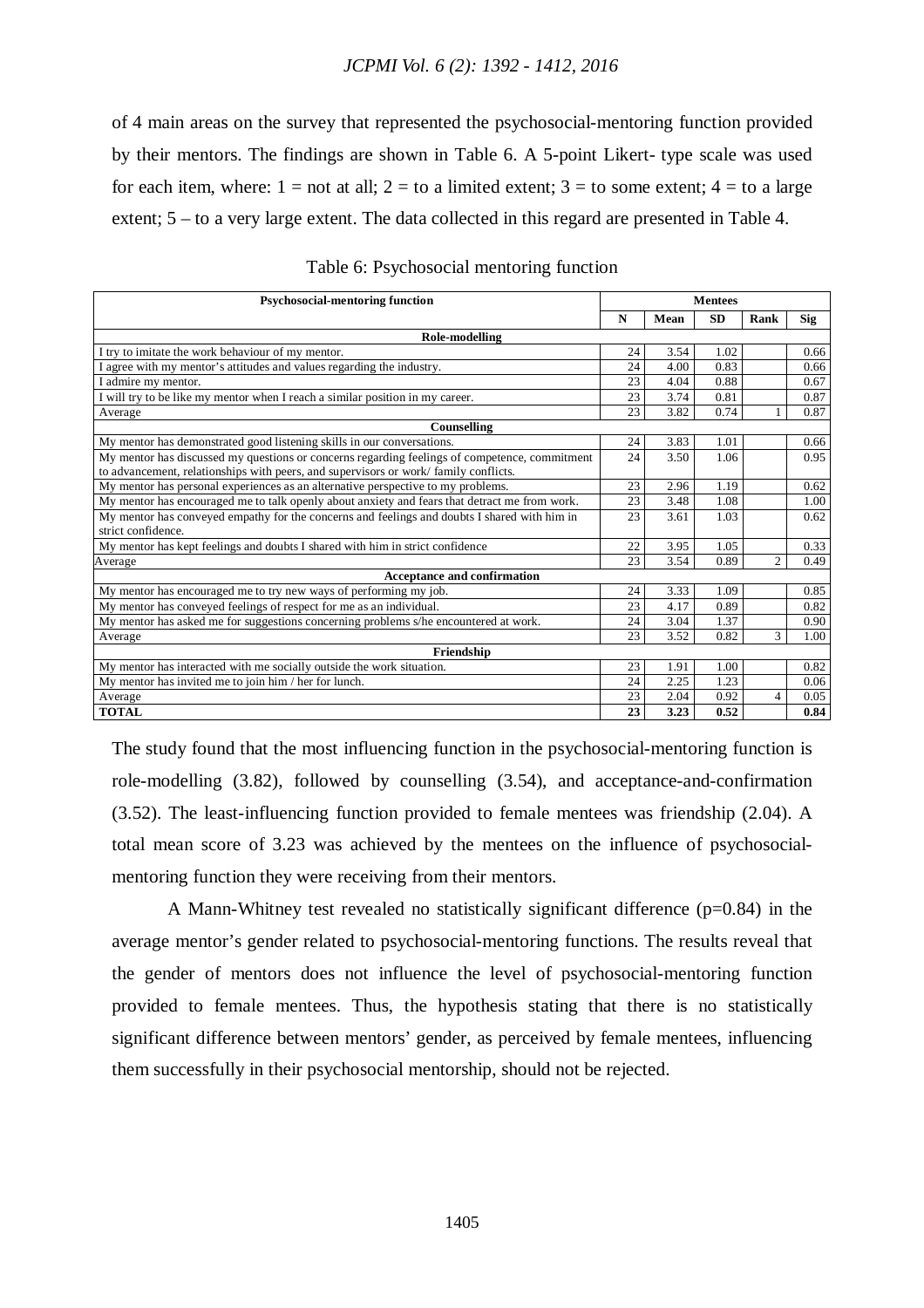of 4 main areas on the survey that represented the psychosocial-mentoring function provided by their mentors. The findings are shown in Table 6. A 5-point Likert- type scale was used for each item, where: 1 = not at all; 2 = to a limited extent; 3 = to some extent; 4 = to a large extent; 5 – to a very large extent. The data collected in this regard are presented in Table 4.

Table 6: Psychosocial mentoring function

| Psychosocial-mentoring function | Mentees | | | | |
|---|---|---|---|---|---|
| | N | Mean | SD | Rank | Sig |
| **Role-modelling** | | | | | |
| I try to imitate the work behaviour of my mentor. | 24 | 3.54 | 1.02 | | 0.66 |
| I agree with my mentor's attitudes and values regarding the industry. | 24 | 4.00 | 0.83 | | 0.66 |
| I admire my mentor. | 23 | 4.04 | 0.88 | | 0.67 |
| I will try to be like my mentor when I reach a similar position in my career. | 23 | 3.74 | 0.81 | | 0.87 |
| Average | 23 | 3.82 | 0.74 | 1 | 0.87 |
| **Counselling** | | | | | |
| My mentor has demonstrated good listening skills in our conversations. | 24 | 3.83 | 1.01 | | 0.66 |
| My mentor has discussed my questions or concerns regarding feelings of competence, commitment to advancement, relationships with peers, and supervisors or work/ family conflicts. | 24 | 3.50 | 1.06 | | 0.95 |
| My mentor has personal experiences as an alternative perspective to my problems. | 23 | 2.96 | 1.19 | | 0.62 |
| My mentor has encouraged me to talk openly about anxiety and fears that detract me from work. | 23 | 3.48 | 1.08 | | 1.00 |
| My mentor has conveyed empathy for the concerns and feelings and doubts I shared with him in strict confidence. | 23 | 3.61 | 1.03 | | 0.62 |
| My mentor has kept feelings and doubts I shared with him in strict confidence | 22 | 3.95 | 1.05 | | 0.33 |
| Average | 23 | 3.54 | 0.89 | 2 | 0.49 |
| **Acceptance and confirmation** | | | | | |
| My mentor has encouraged me to try new ways of performing my job. | 24 | 3.33 | 1.09 | | 0.85 |
| My mentor has conveyed feelings of respect for me as an individual. | 23 | 4.17 | 0.89 | | 0.82 |
| My mentor has asked me for suggestions concerning problems s/he encountered at work. | 24 | 3.04 | 1.37 | | 0.90 |
| Average | 23 | 3.52 | 0.82 | 3 | 1.00 |
| **Friendship** | | | | | |
| My mentor has interacted with me socially outside the work situation. | 23 | 1.91 | 1.00 | | 0.82 |
| My mentor has invited me to join him / her for lunch. | 24 | 2.25 | 1.23 | | 0.06 |
| Average | 23 | 2.04 | 0.92 | 4 | 0.05 |
| **TOTAL** | **23** | **3.23** | **0.52** | | **0.84** |

The study found that the most influencing function in the psychosocial-mentoring function is role-modelling (3.82), followed by counselling (3.54), and acceptance-and-confirmation (3.52). The least-influencing function provided to female mentees was friendship (2.04). A total mean score of 3.23 was achieved by the mentees on the influence of psychosocial-mentoring function they were receiving from their mentors.

A Mann-Whitney test revealed no statistically significant difference ($p=0.84$) in the average mentor's gender related to psychosocial-mentoring functions. The results reveal that the gender of mentors does not influence the level of psychosocial-mentoring function provided to female mentees. Thus, the hypothesis stating that there is no statistically significant difference between mentors' gender, as perceived by female mentees, influencing them successfully in their psychosocial mentorship, should not be rejected.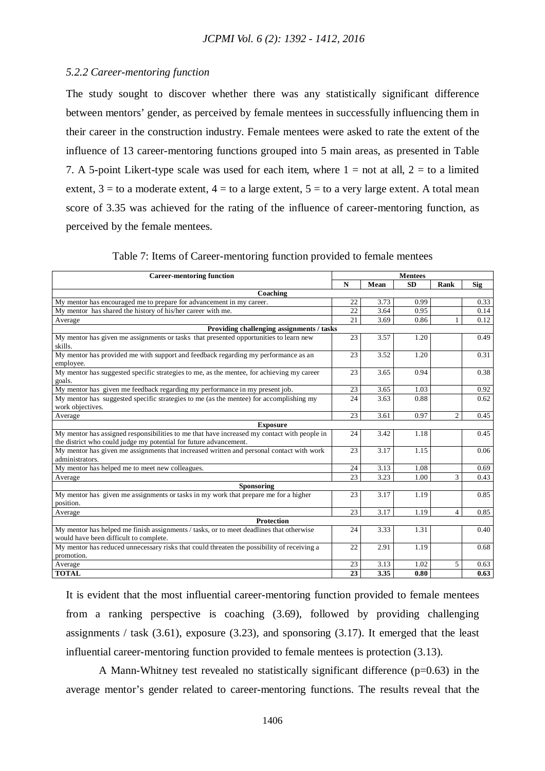*5.2.2 Career-mentoring function*

The study sought to discover whether there was any statistically significant difference between mentors' gender, as perceived by female mentees in successfully influencing them in their career in the construction industry. Female mentees were asked to rate the extent of the influence of 13 career-mentoring functions grouped into 5 main areas, as presented in Table 7. A 5-point Likert-type scale was used for each item, where 1 = not at all, 2 = to a limited extent, 3 = to a moderate extent, 4 = to a large extent, 5 = to a very large extent. A total mean score of 3.35 was achieved for the rating of the influence of career-mentoring function, as perceived by the female mentees.

Table 7: Items of Career-mentoring function provided to female mentees

| Career-mentoring function | Mentees | | | | |
|---|---|---|---|---|---|
| | N | Mean | SD | Rank | Sig |
| **Coaching** | | | | | |
| My mentor has encouraged me to prepare for advancement in my career. | 22 | 3.73 | 0.99 | | 0.33 |
| My mentor has shared the history of his/her career with me. | 22 | 3.64 | 0.95 | | 0.14 |
| Average | 21 | 3.69 | 0.86 | 1 | 0.12 |
| **Providing challenging assignments / tasks** | | | | | |
| My mentor has given me assignments or tasks that presented opportunities to learn new skills. | 23 | 3.57 | 1.20 | | 0.49 |
| My mentor has provided me with support and feedback regarding my performance as an employee. | 23 | 3.52 | 1.20 | | 0.31 |
| My mentor has suggested specific strategies to me, as the mentee, for achieving my career goals. | 23 | 3.65 | 0.94 | | 0.38 |
| My mentor has given me feedback regarding my performance in my present job. | 23 | 3.65 | 1.03 | | 0.92 |
| My mentor has suggested specific strategies to me (as the mentee) for accomplishing my work objectives. | 24 | 3.63 | 0.88 | | 0.62 |
| Average | 23 | 3.61 | 0.97 | 2 | 0.45 |
| **Exposure** | | | | | |
| My mentor has assigned responsibilities to me that have increased my contact with people in the district who could judge my potential for future advancement. | 24 | 3.42 | 1.18 | | 0.45 |
| My mentor has given me assignments that increased written and personal contact with work administrators. | 23 | 3.17 | 1.15 | | 0.06 |
| My mentor has helped me to meet new colleagues. | 24 | 3.13 | 1.08 | | 0.69 |
| Average | 23 | 3.23 | 1.00 | 3 | 0.43 |
| **Sponsoring** | | | | | |
| My mentor has given me assignments or tasks in my work that prepare me for a higher position. | 23 | 3.17 | 1.19 | | 0.85 |
| Average | 23 | 3.17 | 1.19 | 4 | 0.85 |
| **Protection** | | | | | |
| My mentor has helped me finish assignments / tasks, or to meet deadlines that otherwise would have been difficult to complete. | 24 | 3.33 | 1.31 | | 0.40 |
| My mentor has reduced unnecessary risks that could threaten the possibility of receiving a promotion. | 22 | 2.91 | 1.19 | | 0.68 |
| Average | 23 | 3.13 | 1.02 | 5 | 0.63 |
| **TOTAL** | **23** | **3.35** | **0.80** | | **0.63** |

It is evident that the most influential career-mentoring function provided to female mentees from a ranking perspective is coaching (3.69), followed by providing challenging assignments / task (3.61), exposure (3.23), and sponsoring (3.17). It emerged that the least influential career-mentoring function provided to female mentees is protection (3.13).

A Mann-Whitney test revealed no statistically significant difference ($p=0.63$) in the average mentor's gender related to career-mentoring functions. The results reveal that the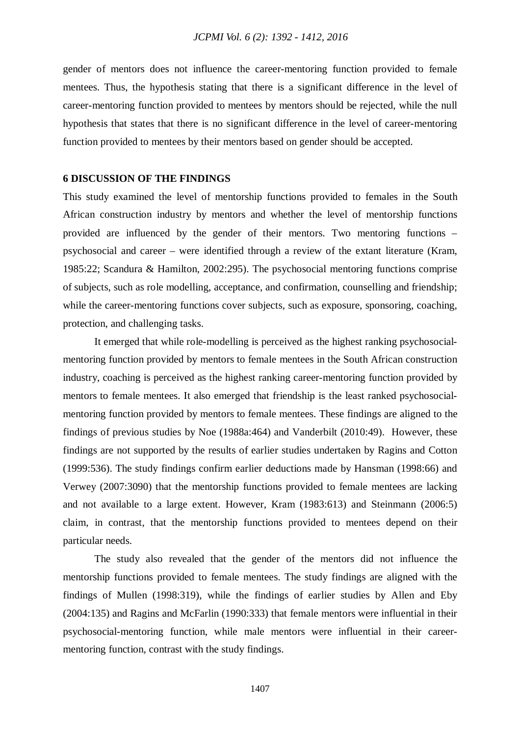gender of mentors does not influence the career-mentoring function provided to female mentees. Thus, the hypothesis stating that there is a significant difference in the level of career-mentoring function provided to mentees by mentors should be rejected, while the null hypothesis that states that there is no significant difference in the level of career-mentoring function provided to mentees by their mentors based on gender should be accepted.

## 6 DISCUSSION OF THE FINDINGS

This study examined the level of mentorship functions provided to females in the South African construction industry by mentors and whether the level of mentorship functions provided are influenced by the gender of their mentors. Two mentoring functions – psychosocial and career – were identified through a review of the extant literature (Kram, 1985:22; Scandura & Hamilton, 2002:295). The psychosocial mentoring functions comprise of subjects, such as role modelling, acceptance, and confirmation, counselling and friendship; while the career-mentoring functions cover subjects, such as exposure, sponsoring, coaching, protection, and challenging tasks.

It emerged that while role-modelling is perceived as the highest ranking psychosocial-mentoring function provided by mentors to female mentees in the South African construction industry, coaching is perceived as the highest ranking career-mentoring function provided by mentors to female mentees. It also emerged that friendship is the least ranked psychosocial-mentoring function provided by mentors to female mentees. These findings are aligned to the findings of previous studies by Noe (1988a:464) and Vanderbilt (2010:49). However, these findings are not supported by the results of earlier studies undertaken by Ragins and Cotton (1999:536). The study findings confirm earlier deductions made by Hansman (1998:66) and Verwey (2007:3090) that the mentorship functions provided to female mentees are lacking and not available to a large extent. However, Kram (1983:613) and Steinmann (2006:5) claim, in contrast, that the mentorship functions provided to mentees depend on their particular needs.

The study also revealed that the gender of the mentors did not influence the mentorship functions provided to female mentees. The study findings are aligned with the findings of Mullen (1998:319), while the findings of earlier studies by Allen and Eby (2004:135) and Ragins and McFarlin (1990:333) that female mentors were influential in their psychosocial-mentoring function, while male mentors were influential in their career-mentoring function, contrast with the study findings.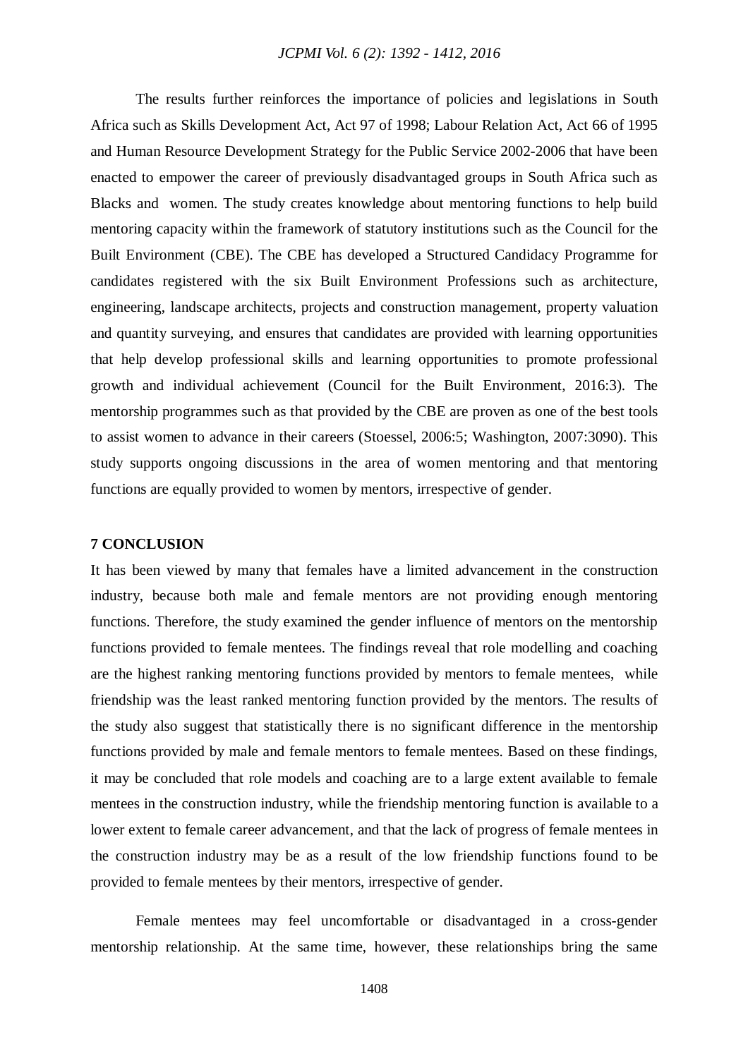The results further reinforces the importance of policies and legislations in South Africa such as Skills Development Act, Act 97 of 1998; Labour Relation Act, Act 66 of 1995 and Human Resource Development Strategy for the Public Service 2002-2006 that have been enacted to empower the career of previously disadvantaged groups in South Africa such as Blacks and women. The study creates knowledge about mentoring functions to help build mentoring capacity within the framework of statutory institutions such as the Council for the Built Environment (CBE). The CBE has developed a Structured Candidacy Programme for candidates registered with the six Built Environment Professions such as architecture, engineering, landscape architects, projects and construction management, property valuation and quantity surveying, and ensures that candidates are provided with learning opportunities that help develop professional skills and learning opportunities to promote professional growth and individual achievement (Council for the Built Environment, 2016:3). The mentorship programmes such as that provided by the CBE are proven as one of the best tools to assist women to advance in their careers (Stoessel, 2006:5; Washington, 2007:3090). This study supports ongoing discussions in the area of women mentoring and that mentoring functions are equally provided to women by mentors, irrespective of gender.

## 7 CONCLUSION

It has been viewed by many that females have a limited advancement in the construction industry, because both male and female mentors are not providing enough mentoring functions. Therefore, the study examined the gender influence of mentors on the mentorship functions provided to female mentees. The findings reveal that role modelling and coaching are the highest ranking mentoring functions provided by mentors to female mentees, while friendship was the least ranked mentoring function provided by the mentors. The results of the study also suggest that statistically there is no significant difference in the mentorship functions provided by male and female mentors to female mentees. Based on these findings, it may be concluded that role models and coaching are to a large extent available to female mentees in the construction industry, while the friendship mentoring function is available to a lower extent to female career advancement, and that the lack of progress of female mentees in the construction industry may be as a result of the low friendship functions found to be provided to female mentees by their mentors, irrespective of gender.

Female mentees may feel uncomfortable or disadvantaged in a cross-gender mentorship relationship. At the same time, however, these relationships bring the same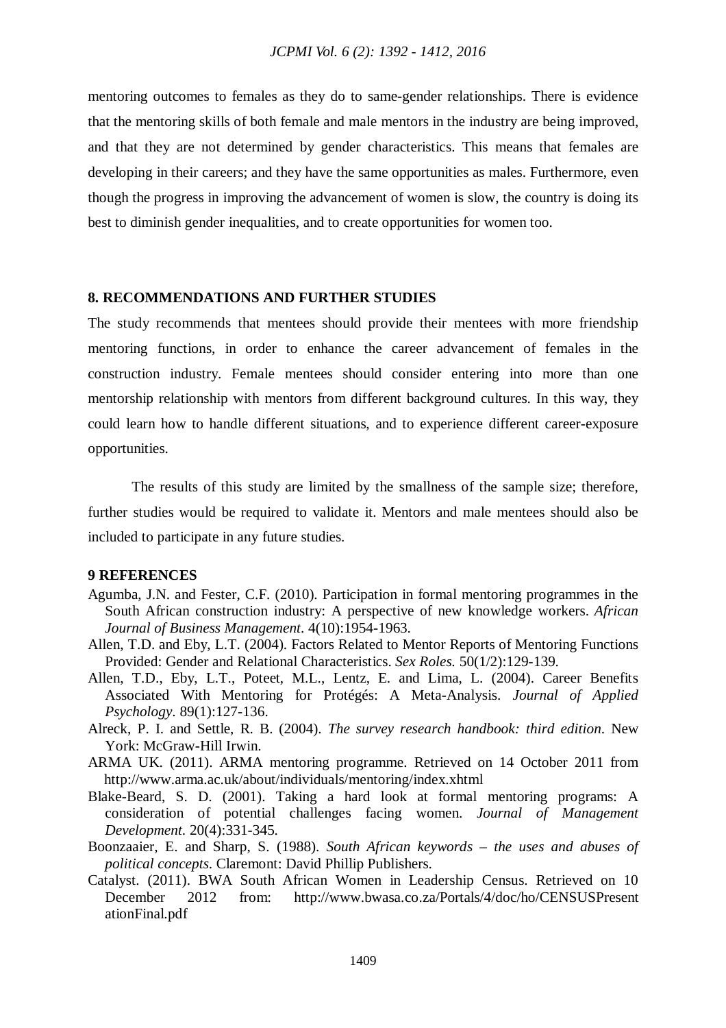mentoring outcomes to females as they do to same-gender relationships. There is evidence that the mentoring skills of both female and male mentors in the industry are being improved, and that they are not determined by gender characteristics. This means that females are developing in their careers; and they have the same opportunities as males. Furthermore, even though the progress in improving the advancement of women is slow, the country is doing its best to diminish gender inequalities, and to create opportunities for women too.

## 8. RECOMMENDATIONS AND FURTHER STUDIES

The study recommends that mentees should provide their mentees with more friendship mentoring functions, in order to enhance the career advancement of females in the construction industry. Female mentees should consider entering into more than one mentorship relationship with mentors from different background cultures. In this way, they could learn how to handle different situations, and to experience different career-exposure opportunities.

The results of this study are limited by the smallness of the sample size; therefore, further studies would be required to validate it. Mentors and male mentees should also be included to participate in any future studies.

## 9 REFERENCES

Agumba, J.N. and Fester, C.F. (2010). Participation in formal mentoring programmes in the South African construction industry: A perspective of new knowledge workers. *African Journal of Business Management*. 4(10):1954-1963.

Allen, T.D. and Eby, L.T. (2004). Factors Related to Mentor Reports of Mentoring Functions Provided: Gender and Relational Characteristics. *Sex Roles.* 50(1/2):129-139.

Allen, T.D., Eby, L.T., Poteet, M.L., Lentz, E. and Lima, L. (2004). Career Benefits Associated With Mentoring for Protégés: A Meta-Analysis. *Journal of Applied Psychology*. 89(1):127-136.

Alreck, P. I. and Settle, R. B. (2004). *The survey research handbook: third edition*. New York: McGraw-Hill Irwin.

ARMA UK. (2011). ARMA mentoring programme. Retrieved on 14 October 2011 from http://www.arma.ac.uk/about/individuals/mentoring/index.xhtml

Blake-Beard, S. D. (2001). Taking a hard look at formal mentoring programs: A consideration of potential challenges facing women. *Journal of Management Development*. 20(4):331-345.

Boonzaaier, E. and Sharp, S. (1988). *South African keywords – the uses and abuses of political concepts.* Claremont: David Phillip Publishers.

Catalyst. (2011). BWA South African Women in Leadership Census. Retrieved on 10 December 2012 from: http://www.bwasa.co.za/Portals/4/doc/ho/CENSUSPresentationFinal.pdf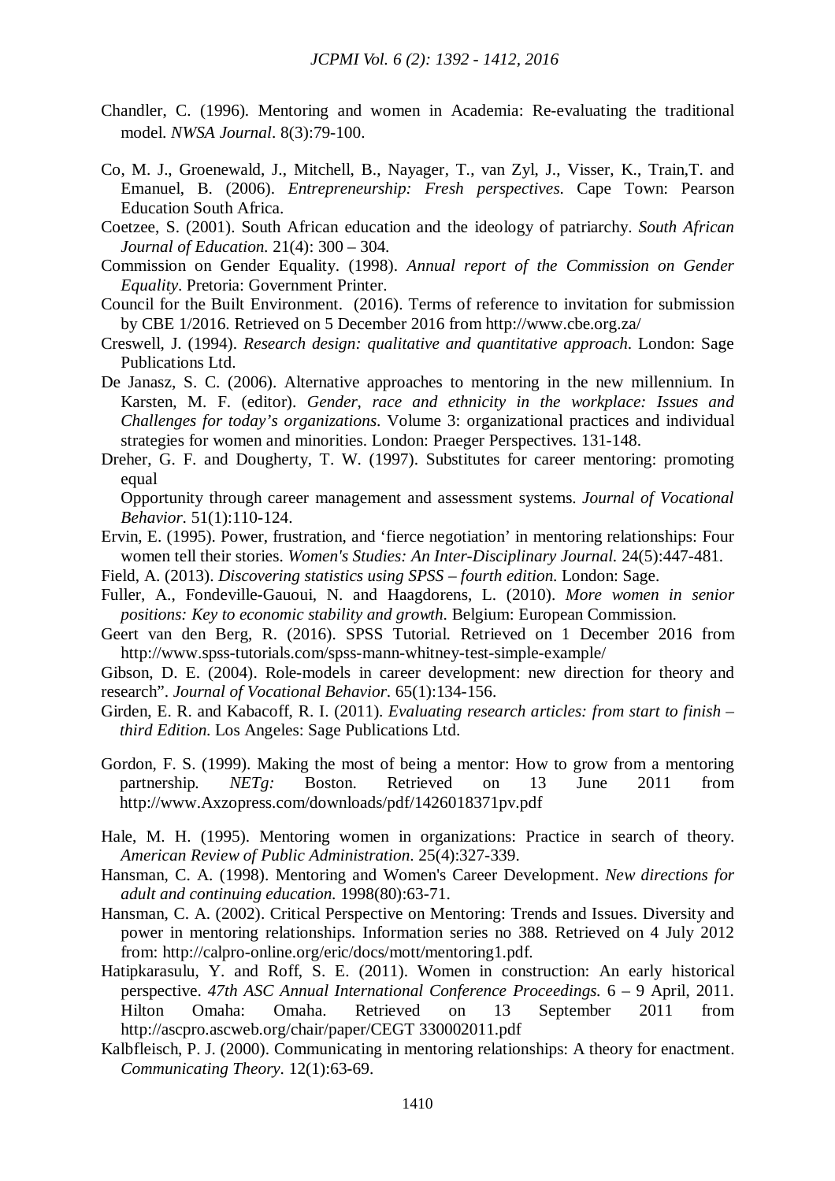Chandler, C. (1996). Mentoring and women in Academia: Re-evaluating the traditional model. *NWSA Journal*. 8(3):79-100.

Co, M. J., Groenewald, J., Mitchell, B., Nayager, T., van Zyl, J., Visser, K., Train,T. and Emanuel, B. (2006). *Entrepreneurship: Fresh perspectives*. Cape Town: Pearson Education South Africa.

Coetzee, S. (2001). South African education and the ideology of patriarchy. *South African Journal of Education*. 21(4): 300 – 304.

Commission on Gender Equality. (1998). *Annual report of the Commission on Gender Equality*. Pretoria: Government Printer.

Council for the Built Environment. (2016). Terms of reference to invitation for submission by CBE 1/2016. Retrieved on 5 December 2016 from http://www.cbe.org.za/

Creswell, J. (1994). *Research design: qualitative and quantitative approach*. London: Sage Publications Ltd.

De Janasz, S. C. (2006). Alternative approaches to mentoring in the new millennium. In Karsten, M. F. (editor). *Gender, race and ethnicity in the workplace: Issues and Challenges for today's organizations*. Volume 3: organizational practices and individual strategies for women and minorities. London: Praeger Perspectives. 131-148.

Dreher, G. F. and Dougherty, T. W. (1997). Substitutes for career mentoring: promoting equal

Opportunity through career management and assessment systems. *Journal of Vocational Behavior*. 51(1):110-124.

Ervin, E. (1995). Power, frustration, and 'fierce negotiation' in mentoring relationships: Four women tell their stories. *Women's Studies: An Inter-Disciplinary Journal*. 24(5):447-481.

Field, A. (2013). *Discovering statistics using SPSS – fourth edition*. London: Sage.

Fuller, A., Fondeville-Gauoui, N. and Haagdorens, L. (2010). *More women in senior positions: Key to economic stability and growth*. Belgium: European Commission.

Geert van den Berg, R. (2016). SPSS Tutorial. Retrieved on 1 December 2016 from http://www.spss-tutorials.com/spss-mann-whitney-test-simple-example/

Gibson, D. E. (2004). Role-models in career development: new direction for theory and research". *Journal of Vocational Behavior*. 65(1):134-156.

Girden, E. R. and Kabacoff, R. I. (2011). *Evaluating research articles: from start to finish – third Edition*. Los Angeles: Sage Publications Ltd.

Gordon, F. S. (1999). Making the most of being a mentor: How to grow from a mentoring partnership. *NETg:* Boston. Retrieved on 13 June 2011 from http://www.Axzopress.com/downloads/pdf/1426018371pv.pdf

Hale, M. H. (1995). Mentoring women in organizations: Practice in search of theory. *American Review of Public Administration*. 25(4):327-339.

Hansman, C. A. (1998). Mentoring and Women's Career Development. *New directions for adult and continuing education*. 1998(80):63-71.

Hansman, C. A. (2002). Critical Perspective on Mentoring: Trends and Issues. Diversity and power in mentoring relationships. Information series no 388. Retrieved on 4 July 2012 from: http://calpro-online.org/eric/docs/mott/mentoring1.pdf.

Hatipkarasulu, Y. and Roff, S. E. (2011). Women in construction: An early historical perspective. *47th ASC Annual International Conference Proceedings*. 6 – 9 April, 2011. Hilton Omaha: Omaha. Retrieved on 13 September 2011 from http://ascpro.ascweb.org/chair/paper/CEGT 330002011.pdf

Kalbfleisch, P. J. (2000). Communicating in mentoring relationships: A theory for enactment. *Communicating Theory*. 12(1):63-69.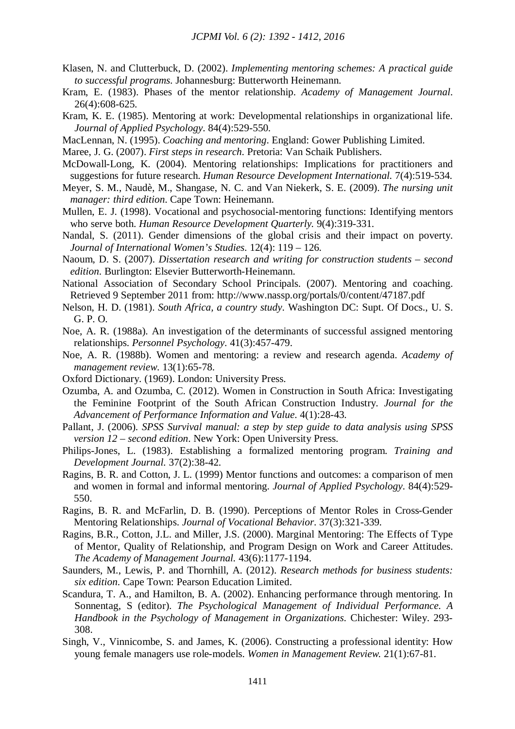Klasen, N. and Clutterbuck, D. (2002). *Implementing mentoring schemes: A practical guide to successful programs*. Johannesburg: Butterworth Heinemann.

Kram, E. (1983). Phases of the mentor relationship. *Academy of Management Journal*. 26(4):608-625.

Kram, K. E. (1985). Mentoring at work: Developmental relationships in organizational life. *Journal of Applied Psychology*. 84(4):529-550.

MacLennan, N. (1995). *Coaching and mentoring*. England: Gower Publishing Limited.

Maree, J. G. (2007). *First steps in research*. Pretoria: Van Schaik Publishers.

McDowall-Long, K. (2004). Mentoring relationships: Implications for practitioners and suggestions for future research. *Human Resource Development International*. 7(4):519-534.

Meyer, S. M., Naudè, M., Shangase, N. C. and Van Niekerk, S. E. (2009). *The nursing unit manager: third edition*. Cape Town: Heinemann.

Mullen, E. J. (1998). Vocational and psychosocial-mentoring functions: Identifying mentors who serve both. *Human Resource Development Quarterly*. 9(4):319-331.

Nandal, S. (2011). Gender dimensions of the global crisis and their impact on poverty. *Journal of International Women's Studies*. 12(4): 119 – 126.

Naoum, D. S. (2007). *Dissertation research and writing for construction students – second edition*. Burlington: Elsevier Butterworth-Heinemann.

National Association of Secondary School Principals. (2007). Mentoring and coaching. Retrieved 9 September 2011 from: http://www.nassp.org/portals/0/content/47187.pdf

Nelson, H. D. (1981). *South Africa, a country study*. Washington DC: Supt. Of Docs., U. S. G. P. O.

Noe, A. R. (1988a). An investigation of the determinants of successful assigned mentoring relationships. *Personnel Psychology*. 41(3):457-479.

Noe, A. R. (1988b). Women and mentoring: a review and research agenda. *Academy of management review*. 13(1):65-78.

Oxford Dictionary. (1969). London: University Press.

Ozumba, A. and Ozumba, C. (2012). Women in Construction in South Africa: Investigating the Feminine Footprint of the South African Construction Industry. *Journal for the Advancement of Performance Information and Value*. 4(1):28-43.

Pallant, J. (2006). *SPSS Survival manual: a step by step guide to data analysis using SPSS version 12 – second edition*. New York: Open University Press.

Philips-Jones, L. (1983). Establishing a formalized mentoring program. *Training and Development Journal*. 37(2):38-42.

Ragins, B. R. and Cotton, J. L. (1999) Mentor functions and outcomes: a comparison of men and women in formal and informal mentoring. *Journal of Applied Psychology*. 84(4):529-550.

Ragins, B. R. and McFarlin, D. B. (1990). Perceptions of Mentor Roles in Cross-Gender Mentoring Relationships. *Journal of Vocational Behavior*. 37(3):321-339.

Ragins, B.R., Cotton, J.L. and Miller, J.S. (2000). Marginal Mentoring: The Effects of Type of Mentor, Quality of Relationship, and Program Design on Work and Career Attitudes. *The Academy of Management Journal*. 43(6):1177-1194.

Saunders, M., Lewis, P. and Thornhill, A. (2012). *Research methods for business students: six edition*. Cape Town: Pearson Education Limited.

Scandura, T. A., and Hamilton, B. A. (2002). Enhancing performance through mentoring. In Sonnentag, S (editor). *The Psychological Management of Individual Performance. A Handbook in the Psychology of Management in Organizations*. Chichester: Wiley. 293-308.

Singh, V., Vinnicombe, S. and James, K. (2006). Constructing a professional identity: How young female managers use role-models. *Women in Management Review*. 21(1):67-81.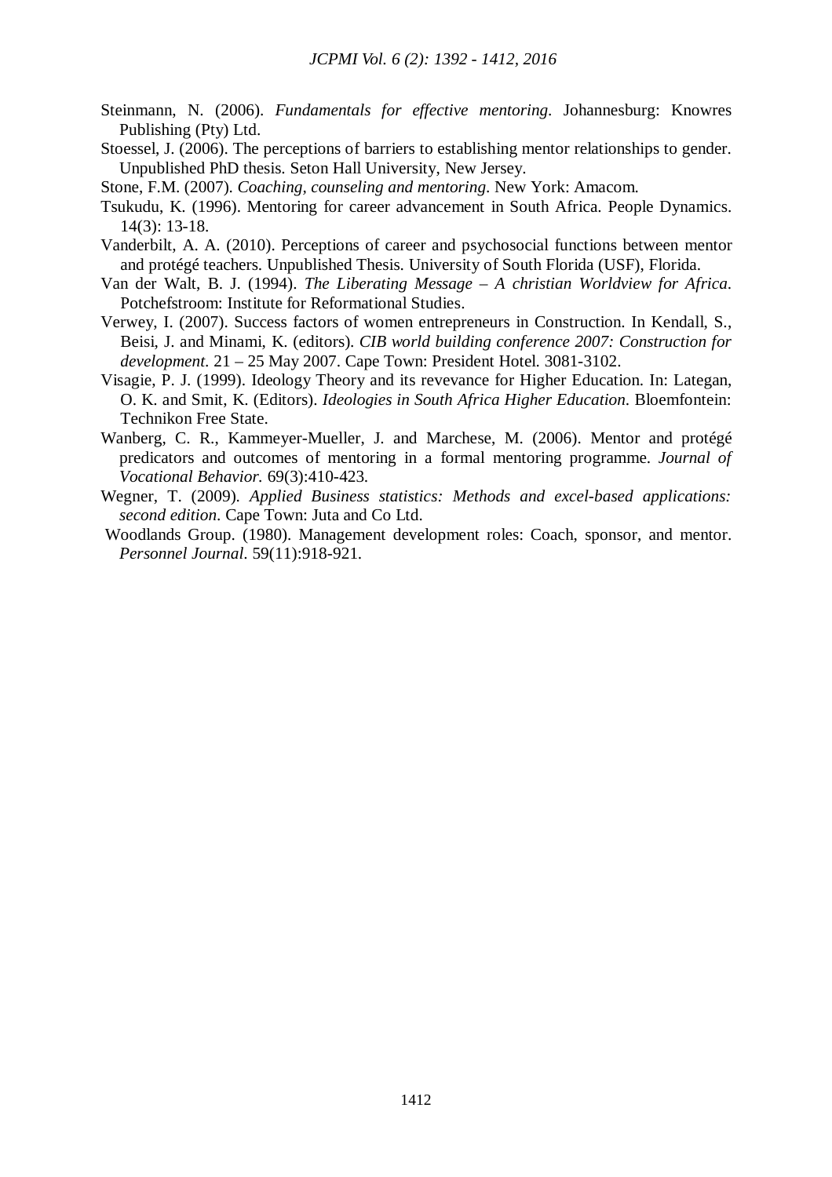Steinmann, N. (2006). *Fundamentals for effective mentoring*. Johannesburg: Knowres Publishing (Pty) Ltd.

Stoessel, J. (2006). The perceptions of barriers to establishing mentor relationships to gender. Unpublished PhD thesis. Seton Hall University, New Jersey.

Stone, F.M. (2007). *Coaching, counseling and mentoring*. New York: Amacom.

Tsukudu, K. (1996). Mentoring for career advancement in South Africa. People Dynamics. 14(3): 13-18.

Vanderbilt, A. A. (2010). Perceptions of career and psychosocial functions between mentor and protégé teachers. Unpublished Thesis. University of South Florida (USF), Florida.

Van der Walt, B. J. (1994). *The Liberating Message – A christian Worldview for Africa*. Potchefstroom: Institute for Reformational Studies.

Verwey, I. (2007). Success factors of women entrepreneurs in Construction. In Kendall, S., Beisi, J. and Minami, K. (editors). *CIB world building conference 2007: Construction for development*. 21 – 25 May 2007. Cape Town: President Hotel. 3081-3102.

Visagie, P. J. (1999). Ideology Theory and its revevance for Higher Education. In: Lategan, O. K. and Smit, K. (Editors). *Ideologies in South Africa Higher Education*. Bloemfontein: Technikon Free State.

Wanberg, C. R., Kammeyer-Mueller, J. and Marchese, M. (2006). Mentor and protégé predicators and outcomes of mentoring in a formal mentoring programme. *Journal of Vocational Behavior*. 69(3):410-423.

Wegner, T. (2009). *Applied Business statistics: Methods and excel-based applications: second edition*. Cape Town: Juta and Co Ltd.

Woodlands Group. (1980). Management development roles: Coach, sponsor, and mentor. *Personnel Journal*. 59(11):918-921.